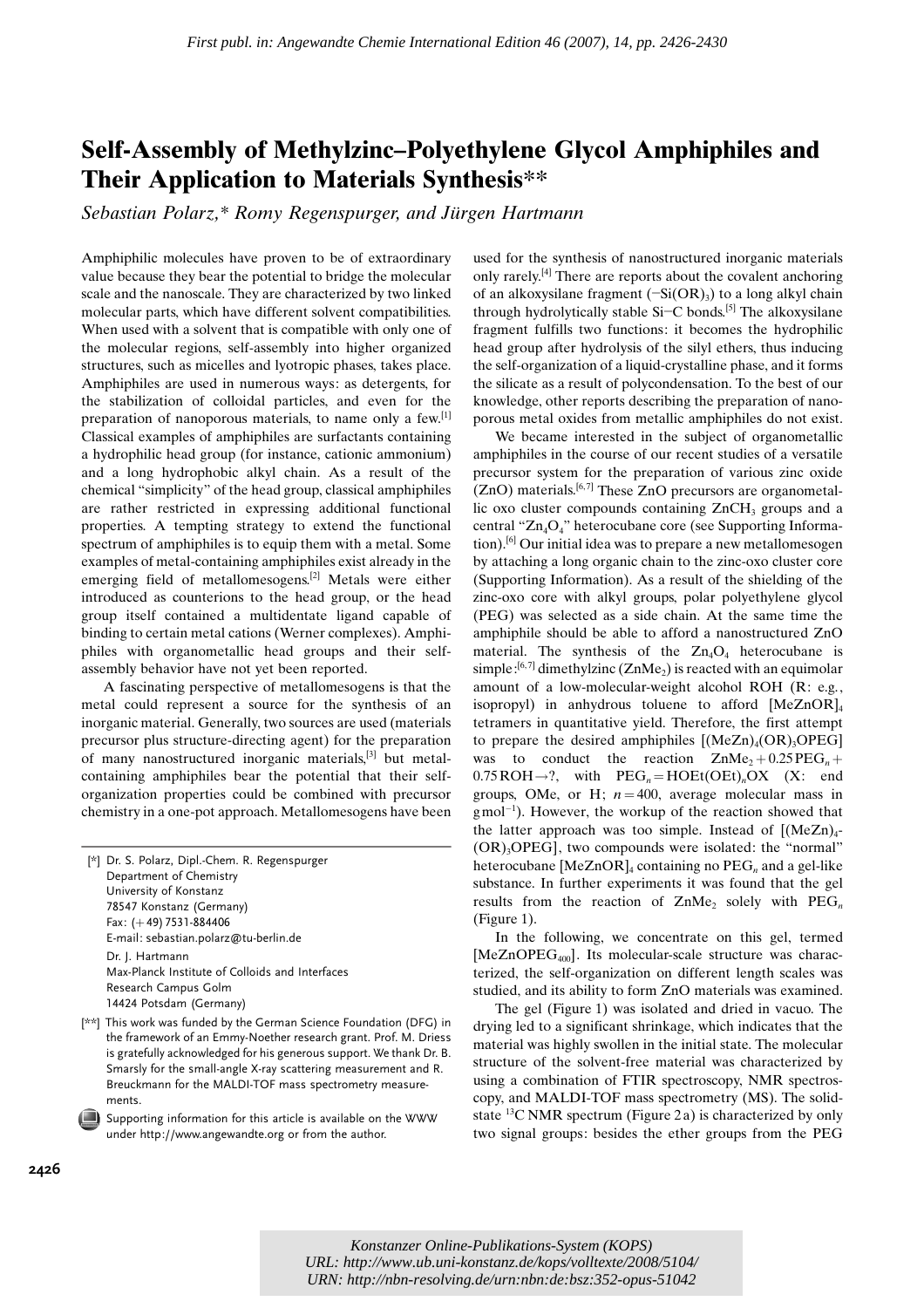*First publ. in: Angewandte Chemie International Edition 46 (2007), 14, pp. 2426-2430*

# Self-Assembly of Methylzinc–Polyethylene Glycol Amphiphiles and Their Application to Materials Synthesis**

*Sebastian Polarz,* Romy Regenspurger, and Jürgen Hartmann*

Amphiphilic molecules have proven to be of extraordinary value because they bear the potential to bridge the molecular scale and the nanoscale. They are characterized by two linked molecular parts, which have different solvent compatibilities. When used with a solvent that is compatible with only one of the molecular regions, self-assembly into higher organized structures, such as micelles and lyotropic phases, takes place. Amphiphiles are used in numerous ways: as detergents, for the stabilization of colloidal particles, and even for the preparation of nanoporous materials, to name only a few.[1] Classical examples of amphiphiles are surfactants containing a hydrophilic head group (for instance, cationic ammonium) and a long hydrophobic alkyl chain. As a result of the chemical "simplicity" of the head group, classical amphiphiles are rather restricted in expressing additional functional properties. A tempting strategy to extend the functional spectrum of amphiphiles is to equip them with a metal. Some examples of metal-containing amphiphiles exist already in the emerging field of metallomesogens.[2] Metals were either introduced as counterions to the head group, or the head group itself contained a multidentate ligand capable of binding to certain metal cations (Werner complexes). Amphiphiles with organometallic head groups and their self-assembly behavior have not yet been reported.

A fascinating perspective of metallomesogens is that the metal could represent a source for the synthesis of an inorganic material. Generally, two sources are used (materials precursor plus structure-directing agent) for the preparation of many nanostructured inorganic materials,[3] but metal-containing amphiphiles bear the potential that their self-organization properties could be combined with precursor chemistry in a one-pot approach. Metallomesogens have been used for the synthesis of nanostructured inorganic materials only rarely.[4] There are reports about the covalent anchoring of an alkoxysilane fragment ($-Si(OR)_3$) to a long alkyl chain through hydrolytically stable Si–C bonds.[5] The alkoxysilane fragment fulfills two functions: it becomes the hydrophilic head group after hydrolysis of the silyl ethers, thus inducing the self-organization of a liquid-crystalline phase, and it forms the silicate as a result of polycondensation. To the best of our knowledge, other reports describing the preparation of nanoporous metal oxides from metallic amphiphiles do not exist.

We became interested in the subject of organometallic amphiphiles in the course of our recent studies of a versatile precursor system for the preparation of various zinc oxide (ZnO) materials.[6,7] These ZnO precursors are organometallic oxo cluster compounds containing $ZnCH_3$ groups and a central "$Zn_4O_4$" heterocubane core (see Supporting Information).[6] Our initial idea was to prepare a new metallomesogen by attaching a long organic chain to the zinc-oxo cluster core (Supporting Information). As a result of the shielding of the zinc-oxo core with alkyl groups, polar polyethylene glycol (PEG) was selected as a side chain. At the same time the amphiphile should be able to afford a nanostructured ZnO material. The synthesis of the $Zn_4O_4$ heterocubane is simple:[6,7] dimethylzinc ($ZnMe_2$) is reacted with an equimolar amount of a low-molecular-weight alcohol ROH (R: e.g., isopropyl) in anhydrous toluene to afford $[MeZnOR]_4$ tetramers in quantitative yield. Therefore, the first attempt to prepare the desired amphiphiles $[(MeZn)_4(OR)_3OPEG]$ was to conduct the reaction $ZnMe_2 + 0.25\,PEG_n + 0.75\,ROH \rightarrow ?$, with $PEG_n = HOEt(OEt)_nOX$ (X: end groups, OMe, or H; $n = 400$, average molecular mass in $g\,mol^{-1}$). However, the workup of the reaction showed that the latter approach was too simple. Instead of $[(MeZn)_4(OR)_3OPEG]$, two compounds were isolated: the "normal" heterocubane $[MeZnOR]_4$ containing no $PEG_n$ and a gel-like substance. In further experiments it was found that the gel results from the reaction of $ZnMe_2$ solely with $PEG_n$ (Figure 1).

In the following, we concentrate on this gel, termed $[MeZnOPEG_{400}]$. Its molecular-scale structure was characterized, the self-organization on different length scales was studied, and its ability to form ZnO materials was examined.

The gel (Figure 1) was isolated and dried in vacuo. The drying led to a significant shrinkage, which indicates that the material was highly swollen in the initial state. The molecular structure of the solvent-free material was characterized by using a combination of FTIR spectroscopy, NMR spectroscopy, and MALDI-TOF mass spectrometry (MS). The solid-state $^{13}C$ NMR spectrum (Figure 2a) is characterized by only two signal groups: besides the ether groups from the PEG

[*] Dr. S. Polarz, Dipl.-Chem. R. Regenspurger
Department of Chemistry
University of Konstanz
78547 Konstanz (Germany)
Fax: (+49) 7531-884406
E-mail: sebastian.polarz@tu-berlin.de
Dr. J. Hartmann
Max-Planck Institute of Colloids and Interfaces
Research Campus Golm
14424 Potsdam (Germany)

[**] This work was funded by the German Science Foundation (DFG) in the framework of an Emmy-Noether research grant. Prof. M. Driess is gratefully acknowledged for his generous support. We thank Dr. B. Smarsly for the small-angle X-ray scattering measurement and R. Breuckmann for the MALDI-TOF mass spectrometry measurements.

Supporting information for this article is available on the WWW under http://www.angewandte.org or from the author.

*Konstanzer Online-Publikations-System (KOPS)*
*URL: http://www.ub.uni-konstanz.de/kops/volltexte/2008/5104/*
*URN: http://nbn-resolving.de/urn:nbn:de:bsz:352-opus-51042*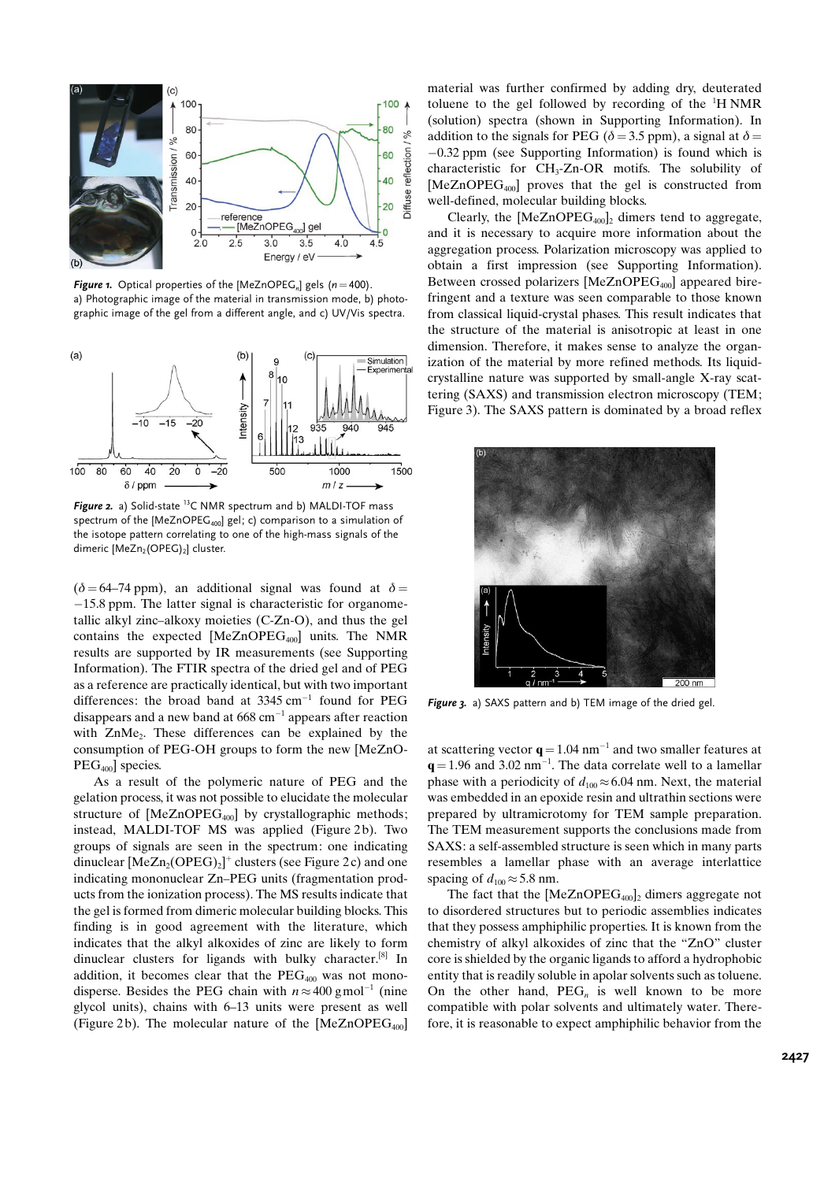*Figure 1.* Optical properties of the [$MeZnOPEG_n$] gels ($n = 400$). a) Photographic image of the material in transmission mode, b) photographic image of the gel from a different angle, and c) UV/Vis spectra.

*Figure 2.* a) Solid-state $^{13}C$ NMR spectrum and b) MALDI-TOF mass spectrum of the [$MeZnOPEG_{400}$] gel; c) comparison to a simulation of the isotope pattern correlating to one of the high-mass signals of the dimeric [$MeZn_2(OPEG)_2$] cluster.

($\delta = 64$–74 ppm), an additional signal was found at $\delta = -15.8$ ppm. The latter signal is characteristic for organometallic alkyl zinc–alkoxy moieties (C-Zn-O), and thus the gel contains the expected [$MeZnOPEG_{400}$] units. The NMR results are supported by IR measurements (see Supporting Information). The FTIR spectra of the dried gel and of PEG as a reference are practically identical, but with two important differences: the broad band at 3345 $cm^{-1}$ found for PEG disappears and a new band at 668 $cm^{-1}$ appears after reaction with $ZnMe_2$. These differences can be explained by the consumption of PEG-OH groups to form the new [$MeZnOPEG_{400}$] species.

As a result of the polymeric nature of PEG and the gelation process, it was not possible to elucidate the molecular structure of [$MeZnOPEG_{400}$] by crystallographic methods; instead, MALDI-TOF MS was applied (Figure 2b). Two groups of signals are seen in the spectrum: one indicating dinuclear [$MeZn_2(OPEG)_2$]$^+$ clusters (see Figure 2c) and one indicating mononuclear Zn–PEG units (fragmentation products from the ionization process). The MS results indicate that the gel is formed from dimeric molecular building blocks. This finding is in good agreement with the literature, which indicates that the alkyl alkoxides of zinc are likely to form dinuclear clusters for ligands with bulky character.[8] In addition, it becomes clear that the $PEG_{400}$ was not monodisperse. Besides the PEG chain with $n \approx 400$ g$mol^{-1}$ (nine glycol units), chains with 6–13 units were present as well (Figure 2b). The molecular nature of the [$MeZnOPEG_{400}$] material was further confirmed by adding dry, deuterated toluene to the gel followed by recording of the $^1H$ NMR (solution) spectra (shown in Supporting Information). In addition to the signals for PEG ($\delta = 3.5$ ppm), a signal at $\delta = -0.32$ ppm (see Supporting Information) is found which is characteristic for $CH_3$-Zn-OR motifs. The solubility of [$MeZnOPEG_{400}$] proves that the gel is constructed from well-defined, molecular building blocks.

Clearly, the [$MeZnOPEG_{400}$]$_2$ dimers tend to aggregate, and it is necessary to acquire more information about the aggregation process. Polarization microscopy was applied to obtain a first impression (see Supporting Information). Between crossed polarizers [$MeZnOPEG_{400}$] appeared birefringent and a texture was seen comparable to those known from classical liquid-crystal phases. This result indicates that the structure of the material is anisotropic at least in one dimension. Therefore, it makes sense to analyze the organization of the material by more refined methods. Its liquid-crystalline nature was supported by small-angle X-ray scattering (SAXS) and transmission electron microscopy (TEM; Figure 3). The SAXS pattern is dominated by a broad reflex at scattering vector $\mathbf{q} = 1.04$ $nm^{-1}$ and two smaller features at $\mathbf{q} = 1.96$ and 3.02 $nm^{-1}$. The data correlate well to a lamellar phase with a periodicity of $d_{100} \approx 6.04$ nm. Next, the material was embedded in an epoxide resin and ultrathin sections were prepared by ultramicrotomy for TEM sample preparation. The TEM measurement supports the conclusions made from SAXS: a self-assembled structure is seen which in many parts resembles a lamellar phase with an average interlattice spacing of $d_{100} \approx 5.8$ nm.

*Figure 3.* a) SAXS pattern and b) TEM image of the dried gel.

The fact that the [$MeZnOPEG_{400}$]$_2$ dimers aggregate not to disordered structures but to periodic assemblies indicates that they possess amphiphilic properties. It is known from the chemistry of alkyl alkoxides of zinc that the "ZnO" cluster core is shielded by the organic ligands to afford a hydrophobic entity that is readily soluble in apolar solvents such as toluene. On the other hand, $PEG_n$ is well known to be more compatible with polar solvents and ultimately water. Therefore, it is reasonable to expect amphiphilic behavior from the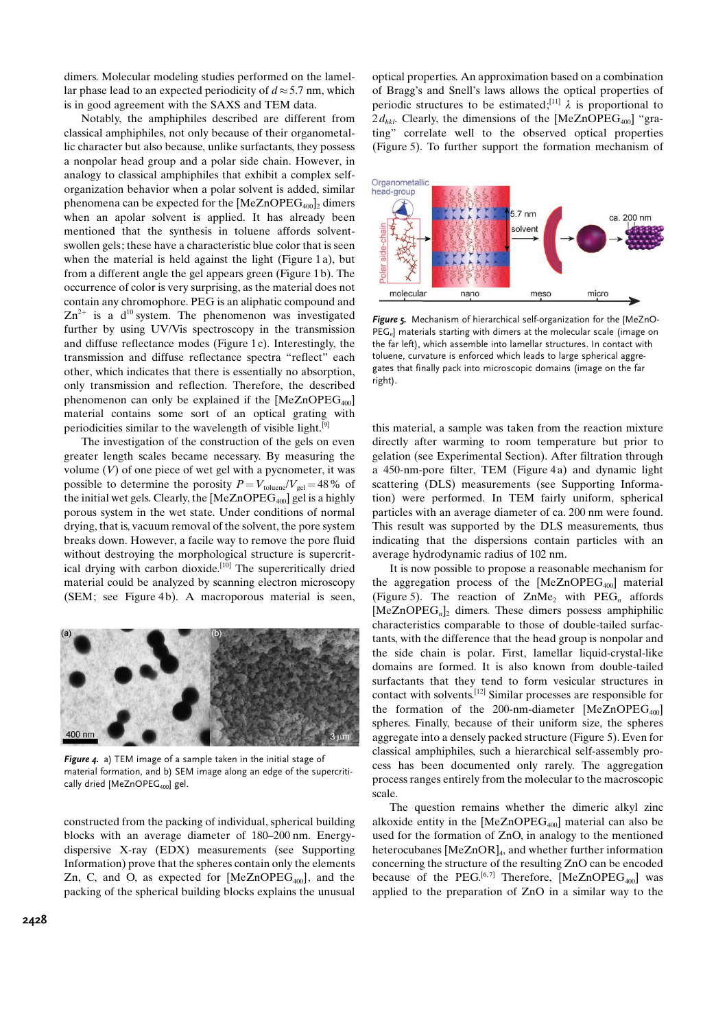dimers. Molecular modeling studies performed on the lamellar phase lead to an expected periodicity of $d \approx 5.7$ nm, which is in good agreement with the SAXS and TEM data.

Notably, the amphiphiles described are different from classical amphiphiles, not only because of their organometallic character but also because, unlike surfactants, they possess a nonpolar head group and a polar side chain. However, in analogy to classical amphiphiles that exhibit a complex self-organization behavior when a polar solvent is added, similar phenomena can be expected for the $[MeZnOPEG_{400}]_2$ dimers when an apolar solvent is applied. It has already been mentioned that the synthesis in toluene affords solvent-swollen gels; these have a characteristic blue color that is seen when the material is held against the light (Figure 1a), but from a different angle the gel appears green (Figure 1b). The occurrence of color is very surprising, as the material does not contain any chromophore. PEG is an aliphatic compound and $Zn^{2+}$ is a $d^{10}$ system. The phenomenon was investigated further by using UV/Vis spectroscopy in the transmission and diffuse reflectance modes (Figure 1c). Interestingly, the transmission and diffuse reflectance spectra "reflect" each other, which indicates that there is essentially no absorption, only transmission and reflection. Therefore, the described phenomenon can only be explained if the $[MeZnOPEG_{400}]$ material contains some sort of an optical grating with periodicities similar to the wavelength of visible light.[9]

The investigation of the construction of the gels on even greater length scales became necessary. By measuring the volume ($V$) of one piece of wet gel with a pycnometer, it was possible to determine the porosity $P = V_{toluene}/V_{gel} = 48\,\%$ of the initial wet gels. Clearly, the $[MeZnOPEG_{400}]$ gel is a highly porous system in the wet state. Under conditions of normal drying, that is, vacuum removal of the solvent, the pore system breaks down. However, a facile way to remove the pore fluid without destroying the morphological structure is supercritical drying with carbon dioxide.[10] The supercritically dried material could be analyzed by scanning electron microscopy (SEM; see Figure 4b). A macroporous material is seen, constructed from the packing of individual, spherical building blocks with an average diameter of 180–200 nm. Energy-dispersive X-ray (EDX) measurements (see Supporting Information) prove that the spheres contain only the elements Zn, C, and O, as expected for $[MeZnOPEG_{400}]$, and the packing of the spherical building blocks explains the unusual optical properties. An approximation based on a combination of Bragg's and Snell's laws allows the optical properties of periodic structures to be estimated;[11] $\lambda$ is proportional to $2d_{hkl}$. Clearly, the dimensions of the $[MeZnOPEG_{400}]$ "grating" correlate well to the observed optical properties (Figure 5). To further support the formation mechanism of this material, a sample was taken from the reaction mixture directly after warming to room temperature but prior to gelation (see Experimental Section). After filtration through a 450-nm-pore filter, TEM (Figure 4a) and dynamic light scattering (DLS) measurements (see Supporting Information) were performed. In TEM fairly uniform, spherical particles with an average diameter of ca. 200 nm were found. This result was supported by the DLS measurements, thus indicating that the dispersions contain particles with an average hydrodynamic radius of 102 nm.

*Figure 4.* a) TEM image of a sample taken in the initial stage of material formation, and b) SEM image along an edge of the supercritically dried $[MeZnOPEG_{400}]$ gel.

*Figure 5.* Mechanism of hierarchical self-organization for the $[MeZnO-PEG_n]$ materials starting with dimers at the molecular scale (image on the far left), which assemble into lamellar structures. In contact with toluene, curvature is enforced which leads to large spherical aggregates that finally pack into microscopic domains (image on the far right).

It is now possible to propose a reasonable mechanism for the aggregation process of the $[MeZnOPEG_{400}]$ material (Figure 5). The reaction of $ZnMe_2$ with $PEG_n$ affords $[MeZnOPEG_n]_2$ dimers. These dimers possess amphiphilic characteristics comparable to those of double-tailed surfactants, with the difference that the head group is nonpolar and the side chain is polar. First, lamellar liquid-crystal-like domains are formed. It is also known from double-tailed surfactants that they tend to form vesicular structures in contact with solvents.[12] Similar processes are responsible for the formation of the 200-nm-diameter $[MeZnOPEG_{400}]$ spheres. Finally, because of their uniform size, the spheres aggregate into a densely packed structure (Figure 5). Even for classical amphiphiles, such a hierarchical self-assembly process has been documented only rarely. The aggregation process ranges entirely from the molecular to the macroscopic scale.

The question remains whether the dimeric alkyl zinc alkoxide entity in the $[MeZnOPEG_{400}]$ material can also be used for the formation of ZnO, in analogy to the mentioned heterocubanes $[MeZnOR]_4$, and whether further information concerning the structure of the resulting ZnO can be encoded because of the PEG.[6,7] Therefore, $[MeZnOPEG_{400}]$ was applied to the preparation of ZnO in a similar way to the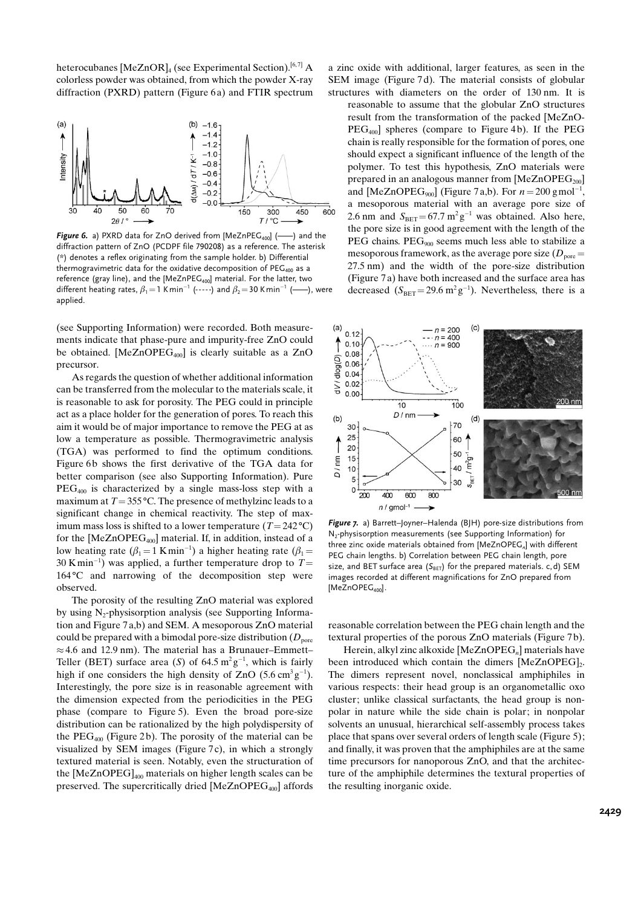heterocubanes $[MeZnOR]_4$ (see Experimental Section).[6,7] A colorless powder was obtained, from which the powder X-ray diffraction (PXRD) pattern (Figure 6a) and FTIR spectrum (see Supporting Information) were recorded. Both measurements indicate that phase-pure and impurity-free ZnO could be obtained. $[MeZnOPEG_{400}]$ is clearly suitable as a ZnO precursor.

*Figure 6.* a) PXRD data for ZnO derived from $[MeZnPEG_{400}]$ (——) and the diffraction pattern of ZnO (PCDPF file 790208) as a reference. The asterisk (*) denotes a reflex originating from the sample holder. b) Differential thermogravimetric data for the oxidative decomposition of $PEG_{400}$ as a reference (gray line), and the $[MeZnPEG_{400}]$ material. For the latter, two different heating rates, $\beta_1 = 1\ \mathrm{K\,min^{-1}}$ (-----) and $\beta_2 = 30\ \mathrm{K\,min^{-1}}$ (——), were applied.

As regards the question of whether additional information can be transferred from the molecular to the materials scale, it is reasonable to ask for porosity. The PEG could in principle act as a place holder for the generation of pores. To reach this aim it would be of major importance to remove the PEG at as low a temperature as possible. Thermogravimetric analysis (TGA) was performed to find the optimum conditions. Figure 6b shows the first derivative of the TGA data for better comparison (see also Supporting Information). Pure $PEG_{400}$ is characterized by a single mass-loss step with a maximum at $T = 355\,°C$. The presence of methylzinc leads to a significant change in chemical reactivity. The step of maximum mass loss is shifted to a lower temperature ($T = 242\,°C$) for the $[MeZnOPEG_{400}]$ material. If, in addition, instead of a low heating rate ($\beta_1 = 1\ \mathrm{K\,min^{-1}}$) a higher heating rate ($\beta_1 = 30\ \mathrm{K\,min^{-1}}$) was applied, a further temperature drop to $T = 164\,°C$ and narrowing of the decomposition step were observed.

The porosity of the resulting ZnO material was explored by using $N_2$-physisorption analysis (see Supporting Information and Figure 7a,b) and SEM. A mesoporous ZnO material could be prepared with a bimodal pore-size distribution ($D_{pore} \approx 4.6$ and 12.9 nm). The material has a Brunauer–Emmett–Teller (BET) surface area ($S$) of $64.5\ \mathrm{m^2\,g^{-1}}$, which is fairly high if one considers the high density of ZnO ($5.6\ \mathrm{cm^3\,g^{-1}}$). Interestingly, the pore size is in reasonable agreement with the dimension expected from the periodicities in the PEG phase (compare to Figure 5). Even the broad pore-size distribution can be rationalized by the high polydispersity of the $PEG_{400}$ (Figure 2b). The porosity of the material can be visualized by SEM images (Figure 7c), in which a strongly textured material is seen. Notably, even the structuration of the $[MeZnOPEG]_{400}$ materials on higher length scales can be preserved. The supercritically dried $[MeZnOPEG_{400}]$ affords a zinc oxide with additional, larger features, as seen in the SEM image (Figure 7d). The material consists of globular structures with diameters on the order of 130 nm. It is reasonable to assume that the globular ZnO structures result from the transformation of the packed $[MeZnOPEG_{400}]$ spheres (compare to Figure 4b). If the PEG chain is really responsible for the formation of pores, one should expect a significant influence of the length of the polymer. To test this hypothesis, ZnO materials were prepared in an analogous manner from $[MeZnOPEG_{200}]$ and $[MeZnOPEG_{900}]$ (Figure 7a,b). For $n = 200\ \mathrm{g\,mol^{-1}}$, a mesoporous material with an average pore size of 2.6 nm and $S_{BET} = 67.7\ \mathrm{m^2\,g^{-1}}$ was obtained. Also here, the pore size is in good agreement with the length of the PEG chains. $PEG_{900}$ seems much less able to stabilize a mesoporous framework, as the average pore size ($D_{pore} = 27.5$ nm) and the width of the pore-size distribution (Figure 7a) have both increased and the surface area has decreased ($S_{BET} = 29.6\ \mathrm{m^2\,g^{-1}}$). Nevertheless, there is a reasonable correlation between the PEG chain length and the textural properties of the porous ZnO materials (Figure 7b).

*Figure 7.* a) Barrett–Joyner–Halenda (BJH) pore-size distributions from $N_2$-physisorption measurements (see Supporting Information) for three zinc oxide materials obtained from $[MeZnOPEG_n]$ with different PEG chain lengths. b) Correlation between PEG chain length, pore size, and BET surface area ($S_{BET}$) for the prepared materials. c,d) SEM images recorded at different magnifications for ZnO prepared from $[MeZnOPEG_{400}]$.

Herein, alkyl zinc alkoxide $[MeZnOPEG_n]$ materials have been introduced which contain the dimers $[MeZnOPEG]_2$. The dimers represent novel, nonclassical amphiphiles in various respects: their head group is an organometallic oxo cluster; unlike classical surfactants, the head group is nonpolar in nature while the side chain is polar; in nonpolar solvents an unusual, hierarchical self-assembly process takes place that spans over several orders of length scale (Figure 5); and finally, it was proven that the amphiphiles are at the same time precursors for nanoporous ZnO, and that the architecture of the amphiphile determines the textural properties of the resulting inorganic oxide.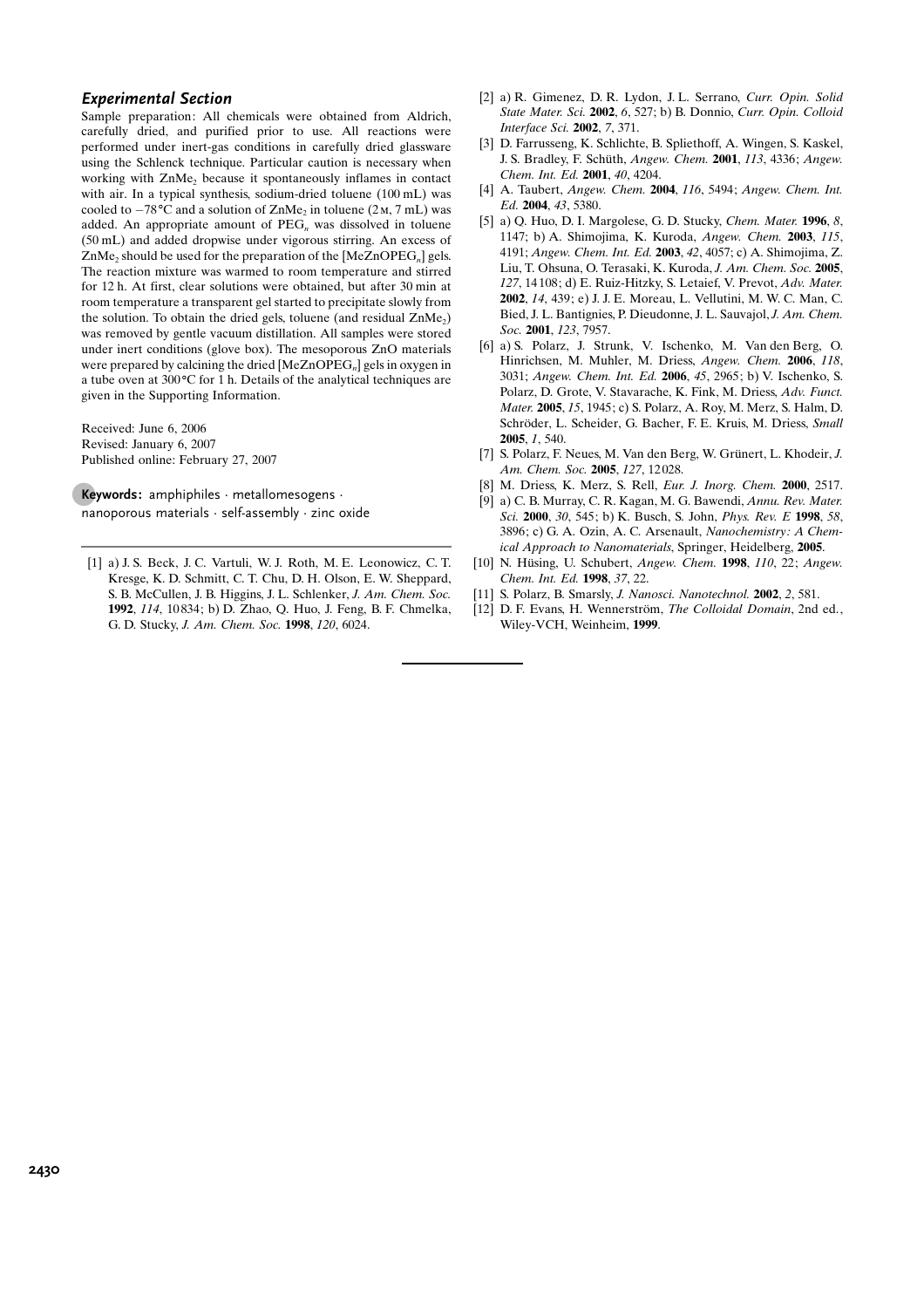## Experimental Section

Sample preparation: All chemicals were obtained from Aldrich, carefully dried, and purified prior to use. All reactions were performed under inert-gas conditions in carefully dried glassware using the Schlenck technique. Particular caution is necessary when working with $ZnMe_2$ because it spontaneously inflames in contact with air. In a typical synthesis, sodium-dried toluene (100 mL) was cooled to −78°C and a solution of $ZnMe_2$ in toluene (2 M, 7 mL) was added. An appropriate amount of $PEG_n$ was dissolved in toluene (50 mL) and added dropwise under vigorous stirring. An excess of $ZnMe_2$ should be used for the preparation of the [$MeZnOPEG_n$] gels. The reaction mixture was warmed to room temperature and stirred for 12 h. At first, clear solutions were obtained, but after 30 min at room temperature a transparent gel started to precipitate slowly from the solution. To obtain the dried gels, toluene (and residual $ZnMe_2$) was removed by gentle vacuum distillation. All samples were stored under inert conditions (glove box). The mesoporous ZnO materials were prepared by calcining the dried [$MeZnOPEG_n$] gels in oxygen in a tube oven at 300°C for 1 h. Details of the analytical techniques are given in the Supporting Information.

Received: June 6, 2006
Revised: January 6, 2007
Published online: February 27, 2007

**Keywords:** amphiphiles · metallomesogens · nanoporous materials · self-assembly · zinc oxide

---

[1] a) J. S. Beck, J. C. Vartuli, W. J. Roth, M. E. Leonowicz, C. T. Kresge, K. D. Schmitt, C. T. Chu, D. H. Olson, E. W. Sheppard, S. B. McCullen, J. B. Higgins, J. L. Schlenker, *J. Am. Chem. Soc.* **1992**, *114*, 10834; b) D. Zhao, Q. Huo, J. Feng, B. F. Chmelka, G. D. Stucky, *J. Am. Chem. Soc.* **1998**, *120*, 6024.

[2] a) R. Gimenez, D. R. Lydon, J. L. Serrano, *Curr. Opin. Solid State Mater. Sci.* **2002**, *6*, 527; b) B. Donnio, *Curr. Opin. Colloid Interface Sci.* **2002**, *7*, 371.

[3] D. Farrusseng, K. Schlichte, B. Spliethoff, A. Wingen, S. Kaskel, J. S. Bradley, F. Schüth, *Angew. Chem.* **2001**, *113*, 4336; *Angew. Chem. Int. Ed.* **2001**, *40*, 4204.

[4] A. Taubert, *Angew. Chem.* **2004**, *116*, 5494; *Angew. Chem. Int. Ed.* **2004**, *43*, 5380.

[5] a) Q. Huo, D. I. Margolese, G. D. Stucky, *Chem. Mater.* **1996**, *8*, 1147; b) A. Shimojima, K. Kuroda, *Angew. Chem.* **2003**, *115*, 4191; *Angew. Chem. Int. Ed.* **2003**, *42*, 4057; c) A. Shimojima, Z. Liu, T. Ohsuna, O. Terasaki, K. Kuroda, *J. Am. Chem. Soc.* **2005**, *127*, 14108; d) E. Ruiz-Hitzky, S. Letaief, V. Prevot, *Adv. Mater.* **2002**, *14*, 439; e) J. J. E. Moreau, L. Vellutini, M. W. C. Man, C. Bied, J. L. Bantignies, P. Dieudonne, J. L. Sauvajol, *J. Am. Chem. Soc.* **2001**, *123*, 7957.

[6] a) S. Polarz, J. Strunk, V. Ischenko, M. Van den Berg, O. Hinrichsen, M. Muhler, M. Driess, *Angew. Chem.* **2006**, *118*, 3031; *Angew. Chem. Int. Ed.* **2006**, *45*, 2965; b) V. Ischenko, S. Polarz, D. Grote, V. Stavarache, K. Fink, M. Driess, *Adv. Funct. Mater.* **2005**, *15*, 1945; c) S. Polarz, A. Roy, M. Merz, S. Halm, D. Schröder, L. Scheider, G. Bacher, F. E. Kruis, M. Driess, *Small* **2005**, *1*, 540.

[7] S. Polarz, F. Neues, M. Van den Berg, W. Grünert, L. Khodeir, *J. Am. Chem. Soc.* **2005**, *127*, 12028.

[8] M. Driess, K. Merz, S. Rell, *Eur. J. Inorg. Chem.* **2000**, 2517.

[9] a) C. B. Murray, C. R. Kagan, M. G. Bawendi, *Annu. Rev. Mater. Sci.* **2000**, *30*, 545; b) K. Busch, S. John, *Phys. Rev. E* **1998**, *58*, 3896; c) G. A. Ozin, A. C. Arsenault, *Nanochemistry: A Chemical Approach to Nanomaterials*, Springer, Heidelberg, **2005**.

[10] N. Hüsing, U. Schubert, *Angew. Chem.* **1998**, *110*, 22; *Angew. Chem. Int. Ed.* **1998**, *37*, 22.

[11] S. Polarz, B. Smarsly, *J. Nanosci. Nanotechnol.* **2002**, *2*, 581.

[12] D. F. Evans, H. Wennerström, *The Colloidal Domain*, 2nd ed., Wiley-VCH, Weinheim, **1999**.